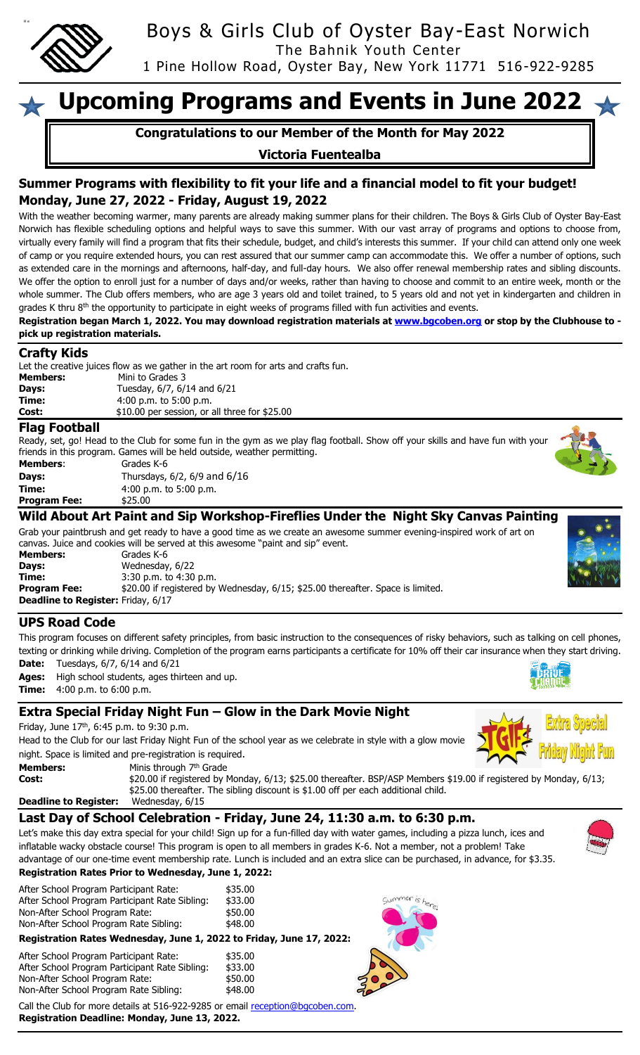# Boys & Girls Club of Oyster Bay-East Norwich

The Bahnik Youth Center

1 Pine Hollow Road, Oyster Bay, New York 11771 516-922-9285

# Upcoming Programs and Events in June 2022

**Congratulations to our Member of the Month for May 2022**

**Victoria Fuentealba**

## Summer Programs with flexibility to fit your life and a financial model to fit your budget!
## Monday, June 27, 2022 - Friday, August 19, 2022

With the weather becoming warmer, many parents are already making summer plans for their children. The Boys & Girls Club of Oyster Bay-East Norwich has flexible scheduling options and helpful ways to save this summer. With our vast array of programs and options to choose from, virtually every family will find a program that fits their schedule, budget, and child's interests this summer. If your child can attend only one week of camp or you require extended hours, you can rest assured that our summer camp can accommodate this. We offer a number of options, such as extended care in the mornings and afternoons, half-day, and full-day hours. We also offer renewal membership rates and sibling discounts. We offer the option to enroll just for a number of days and/or weeks, rather than having to choose and commit to an entire week, month or the whole summer. The Club offers members, who are age 3 years old and toilet trained, to 5 years old and not yet in kindergarten and children in grades K thru 8th the opportunity to participate in eight weeks of programs filled with fun activities and events.

**Registration began March 1, 2022. You may download registration materials at www.bgcoben.org or stop by the Clubhouse to - pick up registration materials.**

## Crafty Kids

Let the creative juices flow as we gather in the art room for arts and crafts fun.

**Members:** Mini to Grades 3
**Days:** Tuesday, 6/7, 6/14 and 6/21
**Time:** 4:00 p.m. to 5:00 p.m.
**Cost:** $10.00 per session, or all three for $25.00

## Flag Football

Ready, set, go! Head to the Club for some fun in the gym as we play flag football. Show off your skills and have fun with your friends in this program. Games will be held outside, weather permitting.

**Members**: Grades K-6
**Days:** Thursdays, 6/2, 6/9 and 6/16
**Time:** 4:00 p.m. to 5:00 p.m.
**Program Fee:** $25.00

## Wild About Art Paint and Sip Workshop-Fireflies Under the Night Sky Canvas Painting

Grab your paintbrush and get ready to have a good time as we create an awesome summer evening-inspired work of art on canvas. Juice and cookies will be served at this awesome "paint and sip" event.

**Members:** Grades K-6
**Days:** Wednesday, 6/22
**Time:** 3:30 p.m. to 4:30 p.m.
**Program Fee:** $20.00 if registered by Wednesday, 6/15; $25.00 thereafter. Space is limited.
**Deadline to Register:** Friday, 6/17

## UPS Road Code

This program focuses on different safety principles, from basic instruction to the consequences of risky behaviors, such as talking on cell phones, texting or drinking while driving. Completion of the program earns participants a certificate for 10% off their car insurance when they start driving.

**Date:** Tuesdays, 6/7, 6/14 and 6/21
**Ages:** High school students, ages thirteen and up.
**Time:** 4:00 p.m. to 6:00 p.m.

## Extra Special Friday Night Fun – Glow in the Dark Movie Night

Friday, June 17th, 6:45 p.m. to 9:30 p.m.

Head to the Club for our last Friday Night Fun of the school year as we celebrate in style with a glow movie night. Space is limited and pre-registration is required.

**Members:** Minis through 7th Grade
**Cost:** $20.00 if registered by Monday, 6/13; $25.00 thereafter. BSP/ASP Members $19.00 if registered by Monday, 6/13; $25.00 thereafter. The sibling discount is $1.00 off per each additional child.
**Deadline to Register:** Wednesday, 6/15

## Last Day of School Celebration - Friday, June 24, 11:30 a.m. to 6:30 p.m.

Let's make this day extra special for your child! Sign up for a fun-filled day with water games, including a pizza lunch, ices and inflatable wacky obstacle course! This program is open to all members in grades K-6. Not a member, not a problem! Take advantage of our one-time event membership rate. Lunch is included and an extra slice can be purchased, in advance, for $3.35.

**Registration Rates Prior to Wednesday, June 1, 2022:**

| | |
|---|---|
| After School Program Participant Rate: | $35.00 |
| After School Program Participant Rate Sibling: | $33.00 |
| Non-After School Program Rate: | $50.00 |
| Non-After School Program Rate Sibling: | $48.00 |

**Registration Rates Wednesday, June 1, 2022 to Friday, June 17, 2022:**

| | |
|---|---|
| After School Program Participant Rate: | $35.00 |
| After School Program Participant Rate Sibling: | $33.00 |
| Non-After School Program Rate: | $50.00 |
| Non-After School Program Rate Sibling: | $48.00 |

Call the Club for more details at 516-922-9285 or email reception@bgcoben.com.

**Registration Deadline: Monday, June 13, 2022.**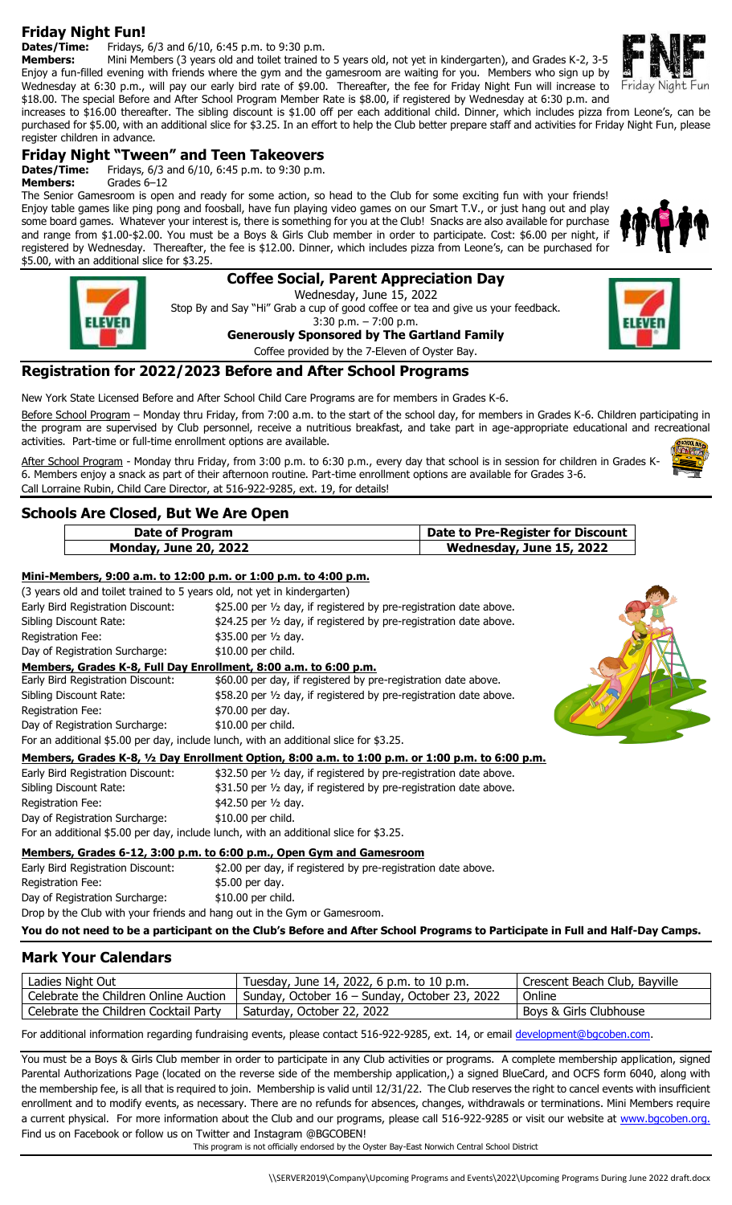## Friday Night Fun!

**Dates/Time:** Fridays, 6/3 and 6/10, 6:45 p.m. to 9:30 p.m.

**Members:** Mini Members (3 years old and toilet trained to 5 years old, not yet in kindergarten), and Grades K-2, 3-5

Enjoy a fun-filled evening with friends where the gym and the gamesroom are waiting for you. Members who sign up by Wednesday at 6:30 p.m., will pay our early bird rate of $9.00. Thereafter, the fee for Friday Night Fun will increase to $18.00. The special Before and After School Program Member Rate is $8.00, if registered by Wednesday at 6:30 p.m. and increases to $16.00 thereafter. The sibling discount is $1.00 off per each additional child. Dinner, which includes pizza from Leone's, can be purchased for $5.00, with an additional slice for $3.25. In an effort to help the Club better prepare staff and activities for Friday Night Fun, please register children in advance.

## Friday Night "Tween" and Teen Takeovers

**Dates/Time:** Fridays, 6/3 and 6/10, 6:45 p.m. to 9:30 p.m.

**Members:** Grades 6–12

The Senior Gamesroom is open and ready for some action, so head to the Club for some exciting fun with your friends! Enjoy table games like ping pong and foosball, have fun playing video games on our Smart T.V., or just hang out and play some board games. Whatever your interest is, there is something for you at the Club! Snacks are also available for purchase and range from $1.00-$2.00. You must be a Boys & Girls Club member in order to participate. Cost: $6.00 per night, if registered by Wednesday. Thereafter, the fee is $12.00. Dinner, which includes pizza from Leone's, can be purchased for $5.00, with an additional slice for $3.25.

## Coffee Social, Parent Appreciation Day

Wednesday, June 15, 2022

Stop By and Say "Hi" Grab a cup of good coffee or tea and give us your feedback.

3:30 p.m. – 7:00 p.m.

**Generously Sponsored by The Gartland Family**

Coffee provided by the 7-Eleven of Oyster Bay.

## Registration for 2022/2023 Before and After School Programs

New York State Licensed Before and After School Child Care Programs are for members in Grades K-6.

Before School Program – Monday thru Friday, from 7:00 a.m. to the start of the school day, for members in Grades K-6. Children participating in the program are supervised by Club personnel, receive a nutritious breakfast, and take part in age-appropriate educational and recreational activities. Part-time or full-time enrollment options are available.

After School Program - Monday thru Friday, from 3:00 p.m. to 6:30 p.m., every day that school is in session for children in Grades K-6. Members enjoy a snack as part of their afternoon routine. Part-time enrollment options are available for Grades 3-6.

Call Lorraine Rubin, Child Care Director, at 516-922-9285, ext. 19, for details!

## Schools Are Closed, But We Are Open

| Date of Program | Date to Pre-Register for Discount |
|---|---|
| Monday, June 20, 2022 | Wednesday, June 15, 2022 |

**Mini-Members, 9:00 a.m. to 12:00 p.m. or 1:00 p.m. to 4:00 p.m.**

(3 years old and toilet trained to 5 years old, not yet in kindergarten)

| | |
|---|---|
| Early Bird Registration Discount: | $25.00 per ½ day, if registered by pre-registration date above. |
| Sibling Discount Rate: | $24.25 per ½ day, if registered by pre-registration date above. |
| Registration Fee: | $35.00 per ½ day. |
| Day of Registration Surcharge: | $10.00 per child. |

**Members, Grades K-8, Full Day Enrollment, 8:00 a.m. to 6:00 p.m.**

| | |
|---|---|
| Early Bird Registration Discount: | $60.00 per day, if registered by pre-registration date above. |
| Sibling Discount Rate: | $58.20 per ½ day, if registered by pre-registration date above. |
| Registration Fee: | $70.00 per day. |
| Day of Registration Surcharge: | $10.00 per child. |

For an additional $5.00 per day, include lunch, with an additional slice for $3.25.

**Members, Grades K-8, ½ Day Enrollment Option, 8:00 a.m. to 1:00 p.m. or 1:00 p.m. to 6:00 p.m.**

| | |
|---|---|
| Early Bird Registration Discount: | $32.50 per ½ day, if registered by pre-registration date above. |
| Sibling Discount Rate: | $31.50 per ½ day, if registered by pre-registration date above. |
| Registration Fee: | $42.50 per ½ day. |
| Day of Registration Surcharge: | $10.00 per child. |

For an additional $5.00 per day, include lunch, with an additional slice for $3.25.

**Members, Grades 6-12, 3:00 p.m. to 6:00 p.m., Open Gym and Gamesroom**

| | |
|---|---|
| Early Bird Registration Discount: | $2.00 per day, if registered by pre-registration date above. |
| Registration Fee: | $5.00 per day. |
| Day of Registration Surcharge: | $10.00 per child. |

Drop by the Club with your friends and hang out in the Gym or Gamesroom.

**You do not need to be a participant on the Club's Before and After School Programs to Participate in Full and Half-Day Camps.**

## Mark Your Calendars

| | | |
|---|---|---|
| Ladies Night Out | Tuesday, June 14, 2022, 6 p.m. to 10 p.m. | Crescent Beach Club, Bayville |
| Celebrate the Children Online Auction | Sunday, October 16 – Sunday, October 23, 2022 | Online |
| Celebrate the Children Cocktail Party | Saturday, October 22, 2022 | Boys & Girls Clubhouse |

For additional information regarding fundraising events, please contact 516-922-9285, ext. 14, or email development@bgcoben.com.

You must be a Boys & Girls Club member in order to participate in any Club activities or programs. A complete membership application, signed Parental Authorizations Page (located on the reverse side of the membership application,) a signed BlueCard, and OCFS form 6040, along with the membership fee, is all that is required to join. Membership is valid until 12/31/22. The Club reserves the right to cancel events with insufficient enrollment and to modify events, as necessary. There are no refunds for absences, changes, withdrawals or terminations. Mini Members require a current physical. For more information about the Club and our programs, please call 516-922-9285 or visit our website at www.bgcoben.org. Find us on Facebook or follow us on Twitter and Instagram @BGCOBEN!

This program is not officially endorsed by the Oyster Bay-East Norwich Central School District